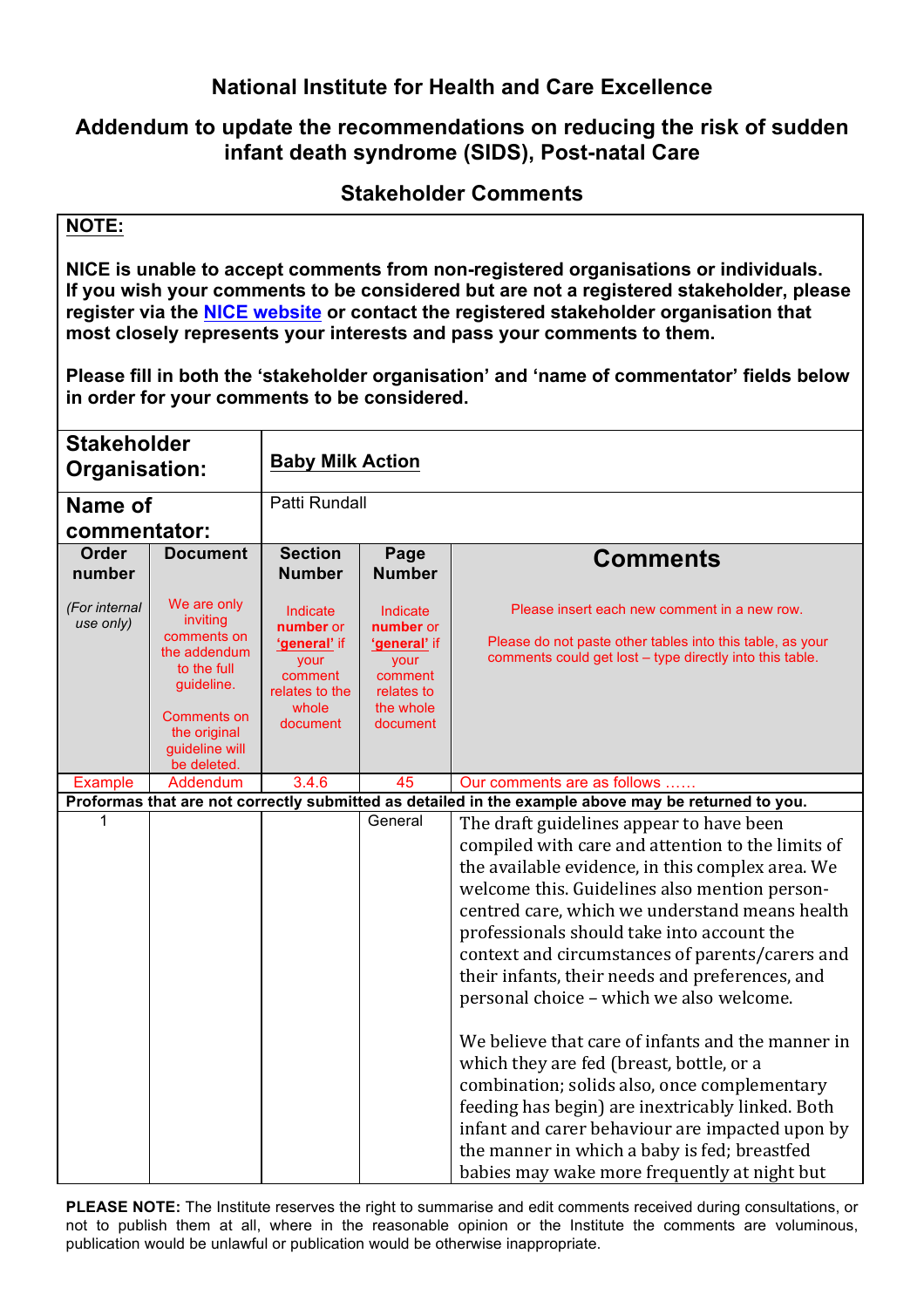# National Institute for Health and Care Excellence

## Addendum to update the recommendations on reducing the risk of sudden infant death syndrome (SIDS), Post-natal Care

## Stakeholder Comments

**NOTE:**

**NICE is unable to accept comments from non-registered organisations or individuals. If you wish your comments to be considered but are not a registered stakeholder, please register via the NICE website or contact the registered stakeholder organisation that most closely represents your interests and pass your comments to them.**

**Please fill in both the 'stakeholder organisation' and 'name of commentator' fields below in order for your comments to be considered.**

| **Stakeholder Organisation:** | **Baby Milk Action** | | | |
|---|---|---|---|---|
| **Name of commentator:** | Patti Rundall | | | |
| **Order number** *(For internal use only)* | **Document** We are only inviting comments on the addendum to the full guideline. Comments on the original guideline will be deleted. | **Section Number** Indicate **number** or **'general'** if your comment relates to the whole document | **Page Number** Indicate **number** or **'general'** if your comment relates to the whole document | **Comments** Please insert each new comment in a new row. Please do not paste other tables into this table, as your comments could get lost – type directly into this table. |
| Example | Addendum | 3.4.6 | 45 | Our comments are as follows …… |
| **Proformas that are not correctly submitted as detailed in the example above may be returned to you.** | | | | |
| 1 | | | General | The draft guidelines appear to have been compiled with care and attention to the limits of the available evidence, in this complex area. We welcome this. Guidelines also mention person-centred care, which we understand means health professionals should take into account the context and circumstances of parents/carers and their infants, their needs and preferences, and personal choice – which we also welcome.<br><br>We believe that care of infants and the manner in which they are fed (breast, bottle, or a combination; solids also, once complementary feeding has begin) are inextricably linked. Both infant and carer behaviour are impacted upon by the manner in which a baby is fed; breastfed babies may wake more frequently at night but |

**PLEASE NOTE:** The Institute reserves the right to summarise and edit comments received during consultations, or not to publish them at all, where in the reasonable opinion or the Institute the comments are voluminous, publication would be unlawful or publication would be otherwise inappropriate.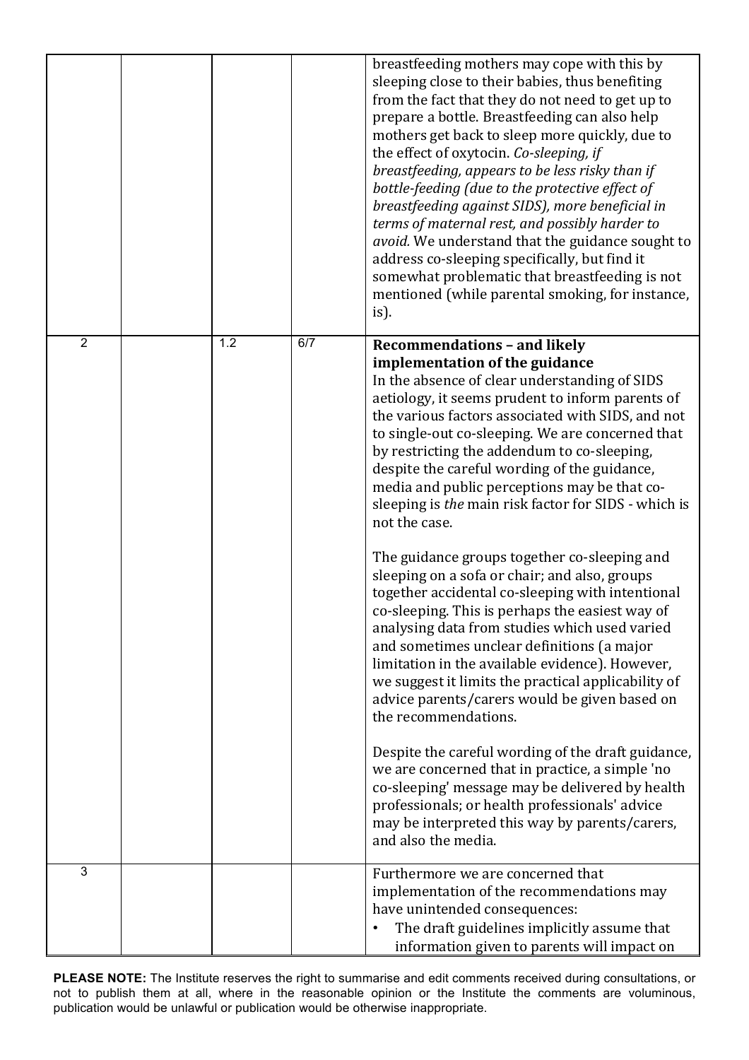| | | | | |
|---|---|---|---|---|
| | | | | breastfeeding mothers may cope with this by sleeping close to their babies, thus benefiting from the fact that they do not need to get up to prepare a bottle. Breastfeeding can also help mothers get back to sleep more quickly, due to the effect of oxytocin. *Co-sleeping, if breastfeeding, appears to be less risky than if bottle-feeding (due to the protective effect of breastfeeding against SIDS), more beneficial in terms of maternal rest, and possibly harder to avoid.* We understand that the guidance sought to address co-sleeping specifically, but find it somewhat problematic that breastfeeding is not mentioned (while parental smoking, for instance, is). |
| 2 | | 1.2 | 6/7 | **Recommendations – and likely implementation of the guidance**<br>In the absence of clear understanding of SIDS aetiology, it seems prudent to inform parents of the various factors associated with SIDS, and not to single-out co-sleeping. We are concerned that by restricting the addendum to co-sleeping, despite the careful wording of the guidance, media and public perceptions may be that co-sleeping is *the* main risk factor for SIDS - which is not the case.<br><br>The guidance groups together co-sleeping and sleeping on a sofa or chair; and also, groups together accidental co-sleeping with intentional co-sleeping. This is perhaps the easiest way of analysing data from studies which used varied and sometimes unclear definitions (a major limitation in the available evidence). However, we suggest it limits the practical applicability of advice parents/carers would be given based on the recommendations.<br><br>Despite the careful wording of the draft guidance, we are concerned that in practice, a simple 'no co-sleeping' message may be delivered by health professionals; or health professionals' advice may be interpreted this way by parents/carers, and also the media. |
| 3 | | | | Furthermore we are concerned that implementation of the recommendations may have unintended consequences:<br>• The draft guidelines implicitly assume that information given to parents will impact on |

**PLEASE NOTE:** The Institute reserves the right to summarise and edit comments received during consultations, or not to publish them at all, where in the reasonable opinion or the Institute the comments are voluminous, publication would be unlawful or publication would be otherwise inappropriate.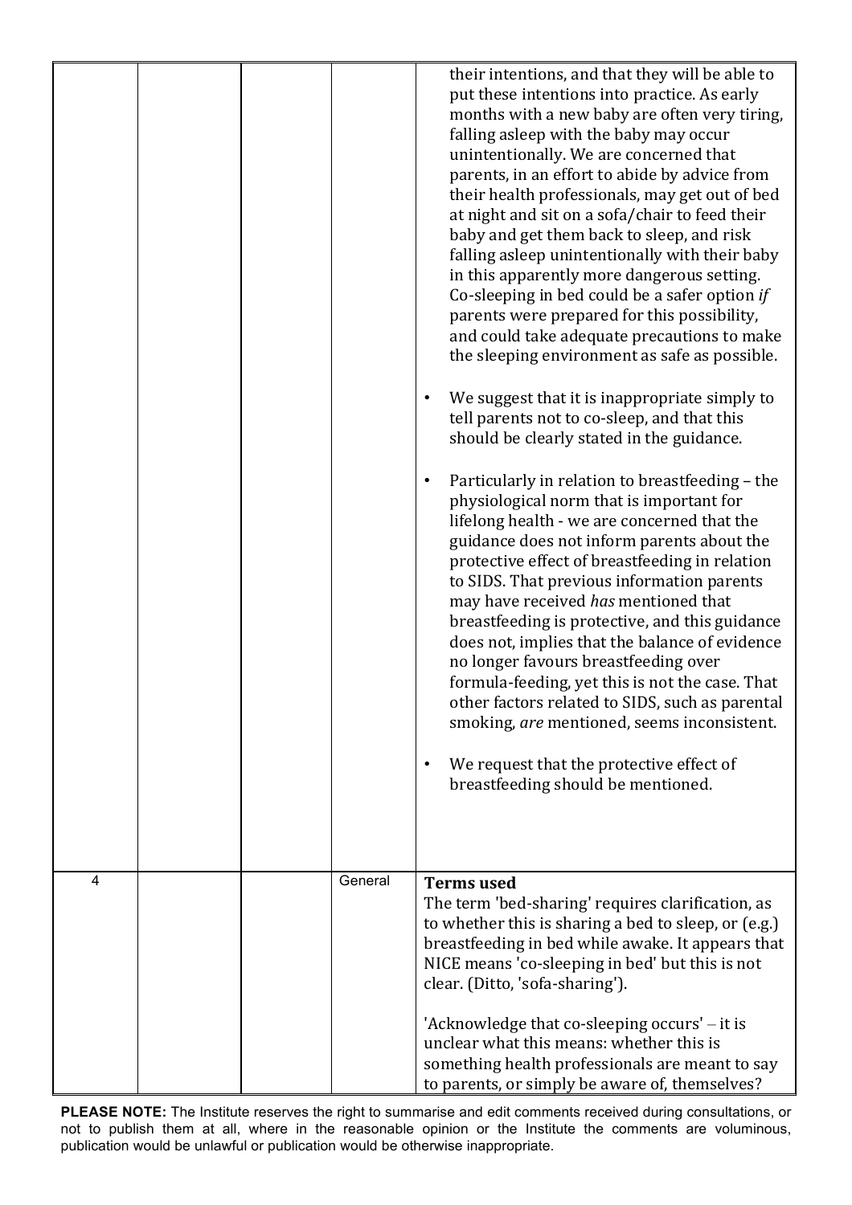| | | | | |
|---|---|---|---|---|
| | | | | their intentions, and that they will be able to put these intentions into practice. As early months with a new baby are often very tiring, falling asleep with the baby may occur unintentionally. We are concerned that parents, in an effort to abide by advice from their health professionals, may get out of bed at night and sit on a sofa/chair to feed their baby and get them back to sleep, and risk falling asleep unintentionally with their baby in this apparently more dangerous setting. Co-sleeping in bed could be a safer option *if* parents were prepared for this possibility, and could take adequate precautions to make the sleeping environment as safe as possible.<br><br>• We suggest that it is inappropriate simply to tell parents not to co-sleep, and that this should be clearly stated in the guidance.<br><br>• Particularly in relation to breastfeeding – the physiological norm that is important for lifelong health - we are concerned that the guidance does not inform parents about the protective effect of breastfeeding in relation to SIDS. That previous information parents may have received *has* mentioned that breastfeeding is protective, and this guidance does not, implies that the balance of evidence no longer favours breastfeeding over formula-feeding, yet this is not the case. That other factors related to SIDS, such as parental smoking, *are* mentioned, seems inconsistent.<br><br>• We request that the protective effect of breastfeeding should be mentioned. |
| 4 | | | General | **Terms used**<br>The term 'bed-sharing' requires clarification, as to whether this is sharing a bed to sleep, or (e.g.) breastfeeding in bed while awake. It appears that NICE means 'co-sleeping in bed' but this is not clear. (Ditto, 'sofa-sharing').<br><br>'Acknowledge that co-sleeping occurs' – it is unclear what this means: whether this is something health professionals are meant to say to parents, or simply be aware of, themselves? |

**PLEASE NOTE:** The Institute reserves the right to summarise and edit comments received during consultations, or not to publish them at all, where in the reasonable opinion or the Institute the comments are voluminous, publication would be unlawful or publication would be otherwise inappropriate.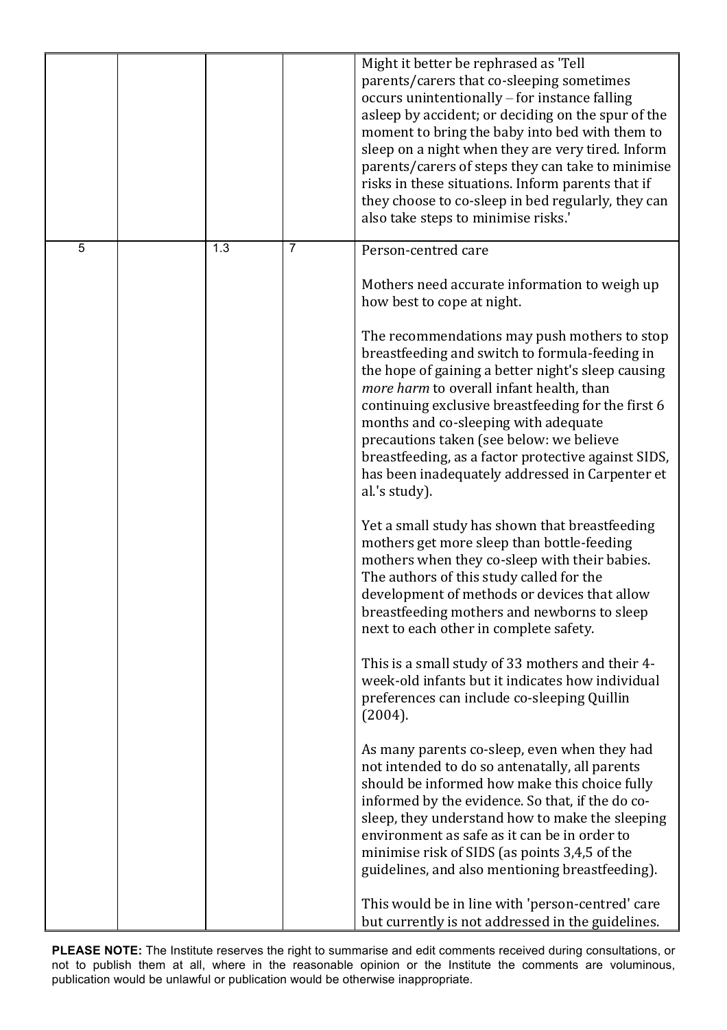|  |  |  |  |  |
|---|---|---|---|---|
|  |  |  |  | Might it better be rephrased as 'Tell parents/carers that co-sleeping sometimes occurs unintentionally – for instance falling asleep by accident; or deciding on the spur of the moment to bring the baby into bed with them to sleep on a night when they are very tired. Inform parents/carers of steps they can take to minimise risks in these situations. Inform parents that if they choose to co-sleep in bed regularly, they can also take steps to minimise risks.' |
| 5 |  | 1.3 | 7 | Person-centred care<br><br>Mothers need accurate information to weigh up how best to cope at night.<br><br>The recommendations may push mothers to stop breastfeeding and switch to formula-feeding in the hope of gaining a better night's sleep causing *more harm* to overall infant health, than continuing exclusive breastfeeding for the first 6 months and co-sleeping with adequate precautions taken (see below: we believe breastfeeding, as a factor protective against SIDS, has been inadequately addressed in Carpenter et al.'s study).<br><br>Yet a small study has shown that breastfeeding mothers get more sleep than bottle-feeding mothers when they co-sleep with their babies. The authors of this study called for the development of methods or devices that allow breastfeeding mothers and newborns to sleep next to each other in complete safety.<br><br>This is a small study of 33 mothers and their 4-week-old infants but it indicates how individual preferences can include co-sleeping Quillin (2004).<br><br>As many parents co-sleep, even when they had not intended to do so antenatally, all parents should be informed how make this choice fully informed by the evidence. So that, if the do co-sleep, they understand how to make the sleeping environment as safe as it can be in order to minimise risk of SIDS (as points 3,4,5 of the guidelines, and also mentioning breastfeeding).<br><br>This would be in line with 'person-centred' care but currently is not addressed in the guidelines. |

**PLEASE NOTE:** The Institute reserves the right to summarise and edit comments received during consultations, or not to publish them at all, where in the reasonable opinion or the Institute the comments are voluminous, publication would be unlawful or publication would be otherwise inappropriate.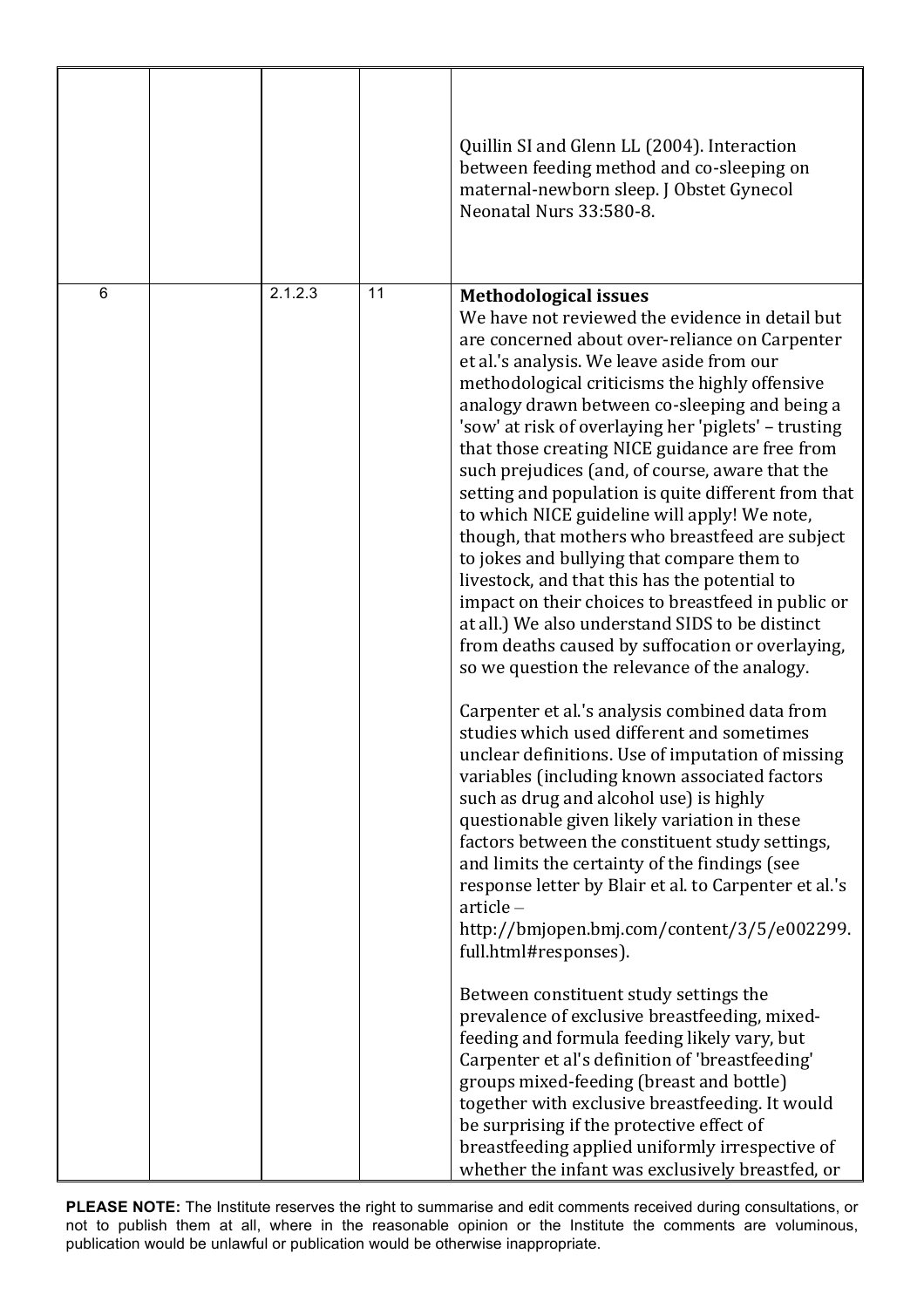| | | | | |
|---|---|---|---|---|
| | | | | Quillin SI and Glenn LL (2004). Interaction between feeding method and co-sleeping on maternal-newborn sleep. J Obstet Gynecol Neonatal Nurs 33:580-8. |
| 6 | | 2.1.2.3 | 11 | **Methodological issues**<br>We have not reviewed the evidence in detail but are concerned about over-reliance on Carpenter et al.'s analysis. We leave aside from our methodological criticisms the highly offensive analogy drawn between co-sleeping and being a 'sow' at risk of overlaying her 'piglets' – trusting that those creating NICE guidance are free from such prejudices (and, of course, aware that the setting and population is quite different from that to which NICE guideline will apply! We note, though, that mothers who breastfeed are subject to jokes and bullying that compare them to livestock, and that this has the potential to impact on their choices to breastfeed in public or at all.) We also understand SIDS to be distinct from deaths caused by suffocation or overlaying, so we question the relevance of the analogy.<br><br>Carpenter et al.'s analysis combined data from studies which used different and sometimes unclear definitions. Use of imputation of missing variables (including known associated factors such as drug and alcohol use) is highly questionable given likely variation in these factors between the constituent study settings, and limits the certainty of the findings (see response letter by Blair et al. to Carpenter et al.'s article – http://bmjopen.bmj.com/content/3/5/e002299.full.html#responses).<br><br>Between constituent study settings the prevalence of exclusive breastfeeding, mixed-feeding and formula feeding likely vary, but Carpenter et al's definition of 'breastfeeding' groups mixed-feeding (breast and bottle) together with exclusive breastfeeding. It would be surprising if the protective effect of breastfeeding applied uniformly irrespective of whether the infant was exclusively breastfed, or |

**PLEASE NOTE:** The Institute reserves the right to summarise and edit comments received during consultations, or not to publish them at all, where in the reasonable opinion or the Institute the comments are voluminous, publication would be unlawful or publication would be otherwise inappropriate.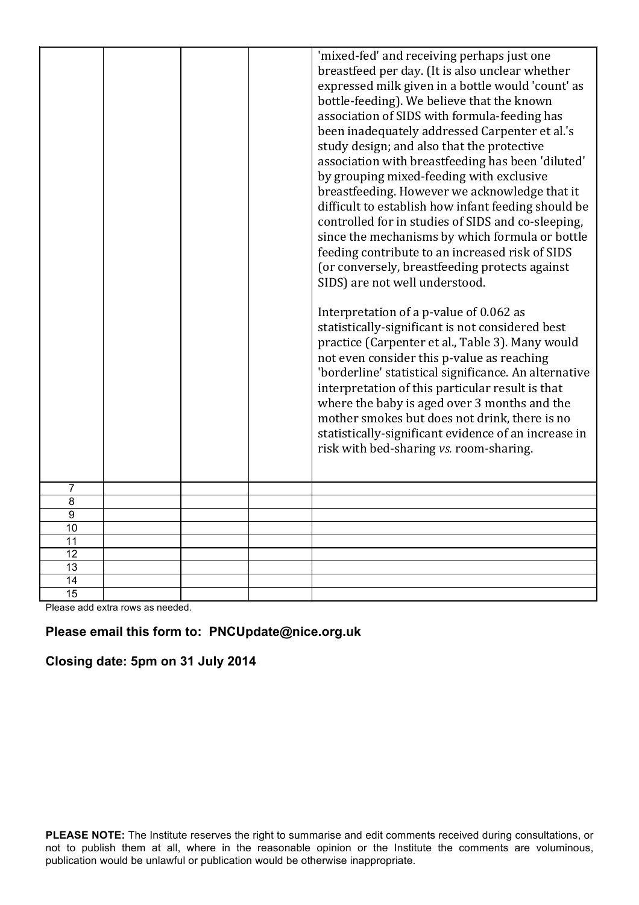| | | | | |
|---|---|---|---|---|
| | | | | 'mixed-fed' and receiving perhaps just one breastfeed per day. (It is also unclear whether expressed milk given in a bottle would 'count' as bottle-feeding). We believe that the known association of SIDS with formula-feeding has been inadequately addressed Carpenter et al.'s study design; and also that the protective association with breastfeeding has been 'diluted' by grouping mixed-feeding with exclusive breastfeeding. However we acknowledge that it difficult to establish how infant feeding should be controlled for in studies of SIDS and co-sleeping, since the mechanisms by which formula or bottle feeding contribute to an increased risk of SIDS (or conversely, breastfeeding protects against SIDS) are not well understood.<br><br>Interpretation of a p-value of 0.062 as statistically-significant is not considered best practice (Carpenter et al., Table 3). Many would not even consider this p-value as reaching 'borderline' statistical significance. An alternative interpretation of this particular result is that where the baby is aged over 3 months and the mother smokes but does not drink, there is no statistically-significant evidence of an increase in risk with bed-sharing *vs.* room-sharing. |
| 7 | | | | |
| 8 | | | | |
| 9 | | | | |
| 10 | | | | |
| 11 | | | | |
| 12 | | | | |
| 13 | | | | |
| 14 | | | | |
| 15 | | | | |

Please add extra rows as needed.

**Please email this form to: PNCUpdate@nice.org.uk**

**Closing date: 5pm on 31 July 2014**

**PLEASE NOTE:** The Institute reserves the right to summarise and edit comments received during consultations, or not to publish them at all, where in the reasonable opinion or the Institute the comments are voluminous, publication would be unlawful or publication would be otherwise inappropriate.